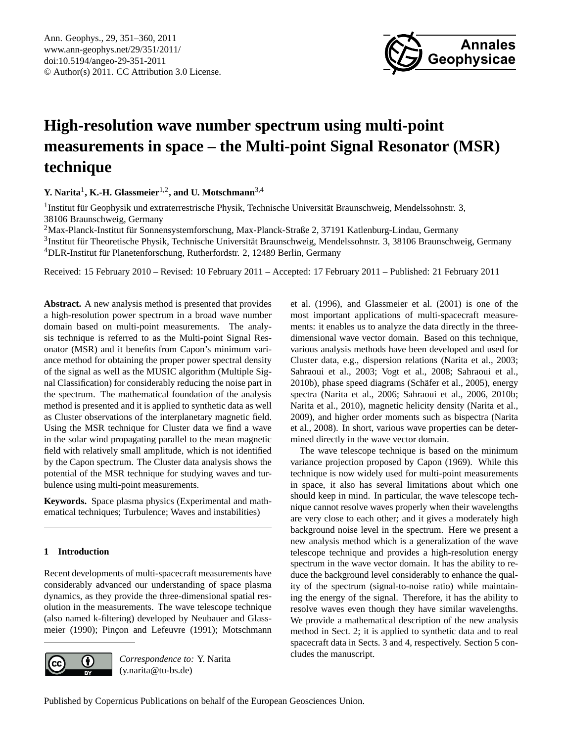# High-resolution wave number spectrum using multi-point measurements in space – the Multi-point Signal Resonator (MSR) technique

**Y. Narita**[1], **K.-H. Glassmeier**[1,2], **and U. Motschmann**[3,4]

[1]Institut für Geophysik und extraterrestrische Physik, Technische Universität Braunschweig, Mendelssohnstr. 3, 38106 Braunschweig, Germany
[2]Max-Planck-Institut für Sonnensystemforschung, Max-Planck-Straße 2, 37191 Katlenburg-Lindau, Germany
[3]Institut für Theoretische Physik, Technische Universität Braunschweig, Mendelssohnstr. 3, 38106 Braunschweig, Germany
[4]DLR-Institut für Planetenforschung, Rutherfordstr. 2, 12489 Berlin, Germany

Received: 15 February 2010 – Revised: 10 February 2011 – Accepted: 17 February 2011 – Published: 21 February 2011

**Abstract.** A new analysis method is presented that provides a high-resolution power spectrum in a broad wave number domain based on multi-point measurements. The analysis technique is referred to as the Multi-point Signal Resonator (MSR) and it benefits from Capon's minimum variance method for obtaining the proper power spectral density of the signal as well as the MUSIC algorithm (Multiple Signal Classification) for considerably reducing the noise part in the spectrum. The mathematical foundation of the analysis method is presented and it is applied to synthetic data as well as Cluster observations of the interplanetary magnetic field. Using the MSR technique for Cluster data we find a wave in the solar wind propagating parallel to the mean magnetic field with relatively small amplitude, which is not identified by the Capon spectrum. The Cluster data analysis shows the potential of the MSR technique for studying waves and turbulence using multi-point measurements.

**Keywords.** Space plasma physics (Experimental and mathematical techniques; Turbulence; Waves and instabilities)

## 1 Introduction

Recent developments of multi-spacecraft measurements have considerably advanced our understanding of space plasma dynamics, as they provide the three-dimensional spatial resolution in the measurements. The wave telescope technique (also named k-filtering) developed by Neubauer and Glassmeier (1990); Pinçon and Lefeuvre (1991); Motschmann et al. (1996), and Glassmeier et al. (2001) is one of the most important applications of multi-spacecraft measurements: it enables us to analyze the data directly in the three-dimensional wave vector domain. Based on this technique, various analysis methods have been developed and used for Cluster data, e.g., dispersion relations (Narita et al., 2003; Sahraoui et al., 2003; Vogt et al., 2008; Sahraoui et al., 2010b), phase speed diagrams (Schäfer et al., 2005), energy spectra (Narita et al., 2006; Sahraoui et al., 2006, 2010b; Narita et al., 2010), magnetic helicity density (Narita et al., 2009), and higher order moments such as bispectra (Narita et al., 2008). In short, various wave properties can be determined directly in the wave vector domain.

The wave telescope technique is based on the minimum variance projection proposed by Capon (1969). While this technique is now widely used for multi-point measurements in space, it also has several limitations about which one should keep in mind. In particular, the wave telescope technique cannot resolve waves properly when their wavelengths are very close to each other; and it gives a moderately high background noise level in the spectrum. Here we present a new analysis method which is a generalization of the wave telescope technique and provides a high-resolution energy spectrum in the wave vector domain. It has the ability to reduce the background level considerably to enhance the quality of the spectrum (signal-to-noise ratio) while maintaining the energy of the signal. Therefore, it has the ability to resolve waves even though they have similar wavelengths. We provide a mathematical description of the new analysis method in Sect. 2; it is applied to synthetic data and to real spacecraft data in Sects. 3 and 4, respectively. Section 5 concludes the manuscript.

*Correspondence to:* Y. Narita
(y.narita@tu-bs.de)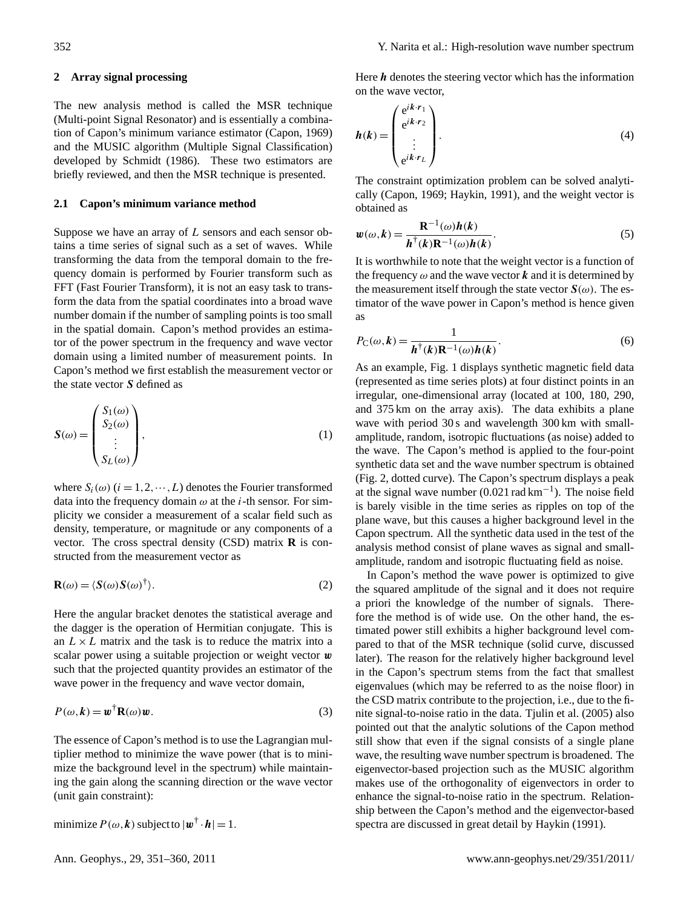## 2 Array signal processing

The new analysis method is called the MSR technique (Multi-point Signal Resonator) and is essentially a combination of Capon's minimum variance estimator (Capon, 1969) and the MUSIC algorithm (Multiple Signal Classification) developed by Schmidt (1986). These two estimators are briefly reviewed, and then the MSR technique is presented.

### 2.1 Capon's minimum variance method

Suppose we have an array of $L$ sensors and each sensor obtains a time series of signal such as a set of waves. While transforming the data from the temporal domain to the frequency domain is performed by Fourier transform such as FFT (Fast Fourier Transform), it is not an easy task to transform the data from the spatial coordinates into a broad wave number domain if the number of sampling points is too small in the spatial domain. Capon's method provides an estimator of the power spectrum in the frequency and wave vector domain using a limited number of measurement points. In Capon's method we first establish the measurement vector or the state vector $\boldsymbol{S}$ defined as

$$\boldsymbol{S}(\omega) = \begin{pmatrix} S_1(\omega) \\ S_2(\omega) \\ \vdots \\ S_L(\omega) \end{pmatrix}, \tag{1}$$

where $S_i(\omega)$ $(i = 1, 2, \cdots, L)$ denotes the Fourier transformed data into the frequency domain $\omega$ at the $i$-th sensor. For simplicity we consider a measurement of a scalar field such as density, temperature, or magnitude or any components of a vector. The cross spectral density (CSD) matrix $\mathbf{R}$ is constructed from the measurement vector as

$$\mathbf{R}(\omega) = \langle \boldsymbol{S}(\omega)\boldsymbol{S}(\omega)^{\dagger} \rangle. \tag{2}$$

Here the angular bracket denotes the statistical average and the dagger is the operation of Hermitian conjugate. This is an $L \times L$ matrix and the task is to reduce the matrix into a scalar power using a suitable projection or weight vector $\boldsymbol{w}$ such that the projected quantity provides an estimator of the wave power in the frequency and wave vector domain,

$$P(\omega, \boldsymbol{k}) = \boldsymbol{w}^{\dagger}\mathbf{R}(\omega)\boldsymbol{w}. \tag{3}$$

The essence of Capon's method is to use the Lagrangian multiplier method to minimize the wave power (that is to minimize the background level in the spectrum) while maintaining the gain along the scanning direction or the wave vector (unit gain constraint):

$$\text{minimize } P(\omega, \boldsymbol{k}) \text{ subject to } |\boldsymbol{w}^{\dagger} \cdot \boldsymbol{h}| = 1.$$

Here $\boldsymbol{h}$ denotes the steering vector which has the information on the wave vector,

$$\boldsymbol{h}(\boldsymbol{k}) = \begin{pmatrix} e^{i\boldsymbol{k}\cdot\boldsymbol{r}_1} \\ e^{i\boldsymbol{k}\cdot\boldsymbol{r}_2} \\ \vdots \\ e^{i\boldsymbol{k}\cdot\boldsymbol{r}_L} \end{pmatrix}. \tag{4}$$

The constraint optimization problem can be solved analytically (Capon, 1969; Haykin, 1991), and the weight vector is obtained as

$$\boldsymbol{w}(\omega, \boldsymbol{k}) = \frac{\mathbf{R}^{-1}(\omega)\boldsymbol{h}(\boldsymbol{k})}{\boldsymbol{h}^{\dagger}(\boldsymbol{k})\mathbf{R}^{-1}(\omega)\boldsymbol{h}(\boldsymbol{k})}. \tag{5}$$

It is worthwhile to note that the weight vector is a function of the frequency $\omega$ and the wave vector $\boldsymbol{k}$ and it is determined by the measurement itself through the state vector $\boldsymbol{S}(\omega)$. The estimator of the wave power in Capon's method is hence given as

$$P_{\mathrm{C}}(\omega, \boldsymbol{k}) = \frac{1}{\boldsymbol{h}^{\dagger}(\boldsymbol{k})\mathbf{R}^{-1}(\omega)\boldsymbol{h}(\boldsymbol{k})}. \tag{6}$$

As an example, Fig. 1 displays synthetic magnetic field data (represented as time series plots) at four distinct points in an irregular, one-dimensional array (located at 100, 180, 290, and 375 km on the array axis). The data exhibits a plane wave with period 30 s and wavelength 300 km with small-amplitude, random, isotropic fluctuations (as noise) added to the wave. The Capon's method is applied to the four-point synthetic data set and the wave number spectrum is obtained (Fig. 2, dotted curve). The Capon's spectrum displays a peak at the signal wave number ($0.021\,\mathrm{rad\,km^{-1}}$). The noise field is barely visible in the time series as ripples on top of the plane wave, but this causes a higher background level in the Capon spectrum. All the synthetic data used in the test of the analysis method consist of plane waves as signal and small-amplitude, random and isotropic fluctuating field as noise.

In Capon's method the wave power is optimized to give the squared amplitude of the signal and it does not require a priori the knowledge of the number of signals. Therefore the method is of wide use. On the other hand, the estimated power still exhibits a higher background level compared to that of the MSR technique (solid curve, discussed later). The reason for the relatively higher background level in the Capon's spectrum stems from the fact that smallest eigenvalues (which may be referred to as the noise floor) in the CSD matrix contribute to the projection, i.e., due to the finite signal-to-noise ratio in the data. Tjulin et al. (2005) also pointed out that the analytic solutions of the Capon method still show that even if the signal consists of a single plane wave, the resulting wave number spectrum is broadened. The eigenvector-based projection such as the MUSIC algorithm makes use of the orthogonality of eigenvectors in order to enhance the signal-to-noise ratio in the spectrum. Relationship between the Capon's method and the eigenvector-based spectra are discussed in great detail by Haykin (1991).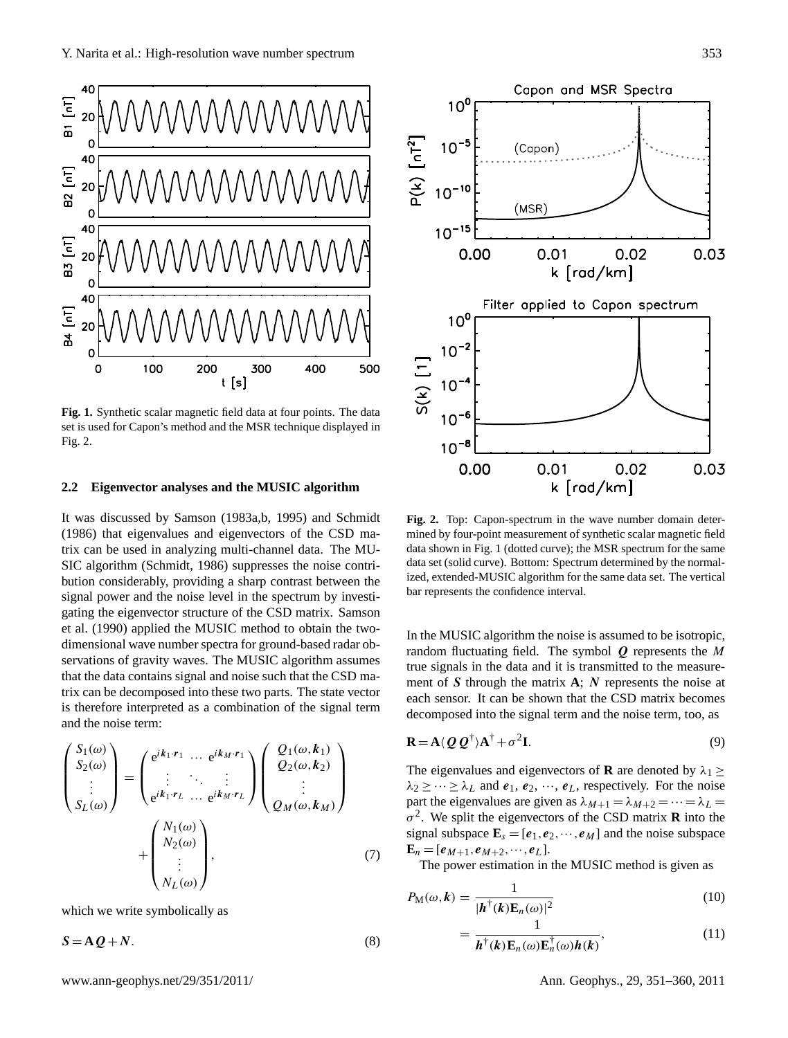**Fig. 1.** Synthetic scalar magnetic field data at four points. The data set is used for Capon's method and the MSR technique displayed in Fig. 2.

**Fig. 2.** Top: Capon-spectrum in the wave number domain determined by four-point measurement of synthetic scalar magnetic field data shown in Fig. 1 (dotted curve); the MSR spectrum for the same data set (solid curve). Bottom: Spectrum determined by the normalized, extended-MUSIC algorithm for the same data set. The vertical bar represents the confidence interval.

### 2.2 Eigenvector analyses and the MUSIC algorithm

It was discussed by Samson (1983a,b, 1995) and Schmidt (1986) that eigenvalues and eigenvectors of the CSD matrix can be used in analyzing multi-channel data. The MUSIC algorithm (Schmidt, 1986) suppresses the noise contribution considerably, providing a sharp contrast between the signal power and the noise level in the spectrum by investigating the eigenvector structure of the CSD matrix. Samson et al. (1990) applied the MUSIC method to obtain the two-dimensional wave number spectra for ground-based radar observations of gravity waves. The MUSIC algorithm assumes that the data contains signal and noise such that the CSD matrix can be decomposed into these two parts. The state vector is therefore interpreted as a combination of the signal term and the noise term:

$$
\begin{pmatrix} S_1(\omega) \\ S_2(\omega) \\ \vdots \\ S_L(\omega) \end{pmatrix} = \begin{pmatrix} e^{i\boldsymbol{k}_1\cdot\boldsymbol{r}_1} & \cdots & e^{i\boldsymbol{k}_M\cdot\boldsymbol{r}_1} \\ \vdots & \ddots & \vdots \\ e^{i\boldsymbol{k}_1\cdot\boldsymbol{r}_L} & \cdots & e^{i\boldsymbol{k}_M\cdot\boldsymbol{r}_L} \end{pmatrix} \begin{pmatrix} Q_1(\omega,\boldsymbol{k}_1) \\ Q_2(\omega,\boldsymbol{k}_2) \\ \vdots \\ Q_M(\omega,\boldsymbol{k}_M) \end{pmatrix} + \begin{pmatrix} N_1(\omega) \\ N_2(\omega) \\ \vdots \\ N_L(\omega) \end{pmatrix}, \tag{7}
$$

which we write symbolically as

$$
\boldsymbol{S} = \mathbf{A}\boldsymbol{Q} + \boldsymbol{N}. \tag{8}
$$

In the MUSIC algorithm the noise is assumed to be isotropic, random fluctuating field. The symbol $\boldsymbol{Q}$ represents the $M$ true signals in the data and it is transmitted to the measurement of $\boldsymbol{S}$ through the matrix $\mathbf{A}$; $\boldsymbol{N}$ represents the noise at each sensor. It can be shown that the CSD matrix becomes decomposed into the signal term and the noise term, too, as

$$
\mathbf{R} = \mathbf{A}\langle \boldsymbol{Q}\boldsymbol{Q}^\dagger\rangle\mathbf{A}^\dagger + \sigma^2\mathbf{I}. \tag{9}
$$

The eigenvalues and eigenvectors of $\mathbf{R}$ are denoted by $\lambda_1 \geq \lambda_2 \geq \cdots \geq \lambda_L$ and $\boldsymbol{e}_1, \boldsymbol{e}_2, \cdots, \boldsymbol{e}_L$, respectively. For the noise part the eigenvalues are given as $\lambda_{M+1} = \lambda_{M+2} = \cdots = \lambda_L = \sigma^2$. We split the eigenvectors of the CSD matrix $\mathbf{R}$ into the signal subspace $\mathbf{E}_s = [\boldsymbol{e}_1, \boldsymbol{e}_2, \cdots, \boldsymbol{e}_M]$ and the noise subspace $\mathbf{E}_n = [\boldsymbol{e}_{M+1}, \boldsymbol{e}_{M+2}, \cdots, \boldsymbol{e}_L]$.

The power estimation in the MUSIC method is given as

$$
P_{\mathrm{M}}(\omega,\boldsymbol{k}) = \frac{1}{|\boldsymbol{h}^\dagger(\boldsymbol{k})\mathbf{E}_n(\omega)|^2} \tag{10}
$$

$$
= \frac{1}{\boldsymbol{h}^\dagger(\boldsymbol{k})\mathbf{E}_n(\omega)\mathbf{E}_n^\dagger(\omega)\boldsymbol{h}(\boldsymbol{k})}, \tag{11}
$$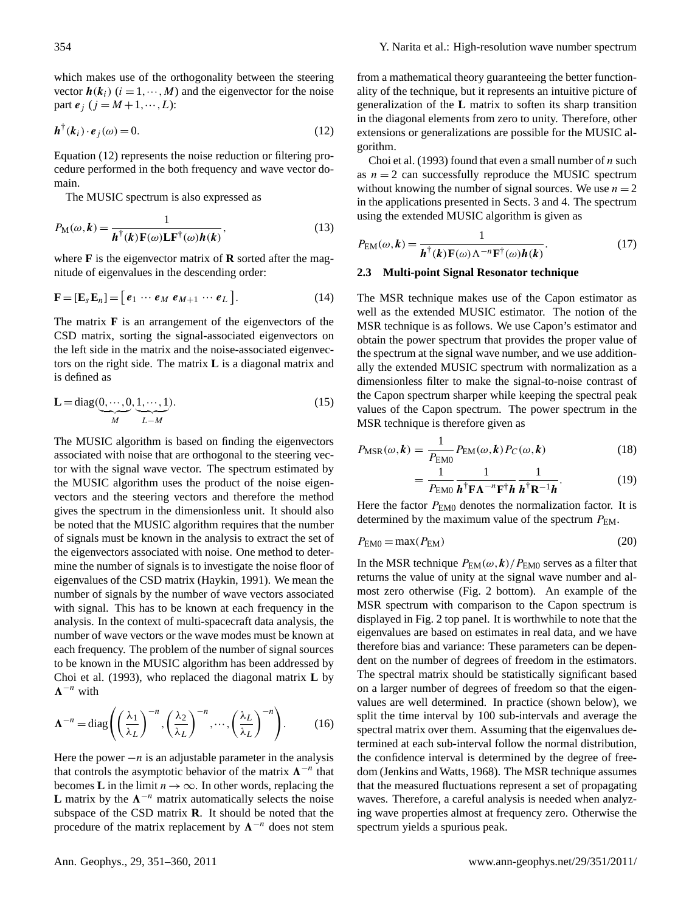which makes use of the orthogonality between the steering vector $\boldsymbol{h}(\boldsymbol{k}_i)$ $(i = 1, \cdots, M)$ and the eigenvector for the noise part $\boldsymbol{e}_j$ $(j = M+1, \cdots, L)$:

$$\boldsymbol{h}^{\dagger}(\boldsymbol{k}_i) \cdot \boldsymbol{e}_j(\omega) = 0. \tag{12}$$

Equation (12) represents the noise reduction or filtering procedure performed in the both frequency and wave vector domain.

The MUSIC spectrum is also expressed as

$$P_{\mathrm{M}}(\omega, \boldsymbol{k}) = \frac{1}{\boldsymbol{h}^{\dagger}(\boldsymbol{k})\mathbf{F}(\omega)\mathbf{L}\mathbf{F}^{\dagger}(\omega)\boldsymbol{h}(\boldsymbol{k})}, \tag{13}$$

where $\mathbf{F}$ is the eigenvector matrix of $\mathbf{R}$ sorted after the magnitude of eigenvalues in the descending order:

$$\mathbf{F} = [\mathbf{E}_s \, \mathbf{E}_n] = \left[\, \boldsymbol{e}_1 \, \cdots \, \boldsymbol{e}_M \; \boldsymbol{e}_{M+1} \, \cdots \, \boldsymbol{e}_L \,\right]. \tag{14}$$

The matrix $\mathbf{F}$ is an arrangement of the eigenvectors of the CSD matrix, sorting the signal-associated eigenvectors on the left side in the matrix and the noise-associated eigenvectors on the right side. The matrix $\mathbf{L}$ is a diagonal matrix and is defined as

$$\mathbf{L} = \mathrm{diag}(\underbrace{0, \cdots, 0}_{M}, \underbrace{1, \cdots, 1}_{L-M}). \tag{15}$$

The MUSIC algorithm is based on finding the eigenvectors associated with noise that are orthogonal to the steering vector with the signal wave vector. The spectrum estimated by the MUSIC algorithm uses the product of the noise eigenvectors and the steering vectors and therefore the method gives the spectrum in the dimensionless unit. It should also be noted that the MUSIC algorithm requires that the number of signals must be known in the analysis to extract the set of the eigenvectors associated with noise. One method to determine the number of signals is to investigate the noise floor of eigenvalues of the CSD matrix (Haykin, 1991). We mean the number of signals by the number of wave vectors associated with signal. This has to be known at each frequency in the analysis. In the context of multi-spacecraft data analysis, the number of wave vectors or the wave modes must be known at each frequency. The problem of the number of signal sources to be known in the MUSIC algorithm has been addressed by Choi et al. (1993), who replaced the diagonal matrix $\mathbf{L}$ by $\mathbf{\Lambda}^{-n}$ with

$$\mathbf{\Lambda}^{-n} = \mathrm{diag}\left( \left(\frac{\lambda_1}{\lambda_L}\right)^{-n}, \left(\frac{\lambda_2}{\lambda_L}\right)^{-n}, \cdots, \left(\frac{\lambda_L}{\lambda_L}\right)^{-n} \right). \tag{16}$$

Here the power $-n$ is an adjustable parameter in the analysis that controls the asymptotic behavior of the matrix $\mathbf{\Lambda}^{-n}$ that becomes $\mathbf{L}$ in the limit $n \to \infty$. In other words, replacing the $\mathbf{L}$ matrix by the $\mathbf{\Lambda}^{-n}$ matrix automatically selects the noise subspace of the CSD matrix $\mathbf{R}$. It should be noted that the procedure of the matrix replacement by $\mathbf{\Lambda}^{-n}$ does not stem from a mathematical theory guaranteeing the better functionality of the technique, but it represents an intuitive picture of generalization of the $\mathbf{L}$ matrix to soften its sharp transition in the diagonal elements from zero to unity. Therefore, other extensions or generalizations are possible for the MUSIC algorithm.

Choi et al. (1993) found that even a small number of $n$ such as $n = 2$ can successfully reproduce the MUSIC spectrum without knowing the number of signal sources. We use $n = 2$ in the applications presented in Sects. 3 and 4. The spectrum using the extended MUSIC algorithm is given as

$$P_{\mathrm{EM}}(\omega, \boldsymbol{k}) = \frac{1}{\boldsymbol{h}^{\dagger}(\boldsymbol{k})\mathbf{F}(\omega)\Lambda^{-n}\mathbf{F}^{\dagger}(\omega)\boldsymbol{h}(\boldsymbol{k})}. \tag{17}$$

### 2.3 Multi-point Signal Resonator technique

The MSR technique makes use of the Capon estimator as well as the extended MUSIC estimator. The notion of the MSR technique is as follows. We use Capon's estimator and obtain the power spectrum that provides the proper value of the spectrum at the signal wave number, and we use additionally the extended MUSIC spectrum with normalization as a dimensionless filter to make the signal-to-noise contrast of the Capon spectrum sharper while keeping the spectral peak values of the Capon spectrum. The power spectrum in the MSR technique is therefore given as

$$P_{\mathrm{MSR}}(\omega, \boldsymbol{k}) = \frac{1}{P_{\mathrm{EM0}}} P_{\mathrm{EM}}(\omega, \boldsymbol{k}) P_C(\omega, \boldsymbol{k}) \tag{18}$$

$$= \frac{1}{P_{\mathrm{EM0}}} \frac{1}{\boldsymbol{h}^{\dagger}\mathbf{F}\mathbf{\Lambda}^{-n}\mathbf{F}^{\dagger}\boldsymbol{h}} \frac{1}{\boldsymbol{h}^{\dagger}\mathbf{R}^{-1}\boldsymbol{h}}. \tag{19}$$

Here the factor $P_{\mathrm{EM0}}$ denotes the normalization factor. It is determined by the maximum value of the spectrum $P_{\mathrm{EM}}$.

$$P_{\mathrm{EM0}} = \max(P_{\mathrm{EM}}) \tag{20}$$

In the MSR technique $P_{\mathrm{EM}}(\omega, \boldsymbol{k})/P_{\mathrm{EM0}}$ serves as a filter that returns the value of unity at the signal wave number and almost zero otherwise (Fig. 2 bottom). An example of the MSR spectrum with comparison to the Capon spectrum is displayed in Fig. 2 top panel. It is worthwhile to note that the eigenvalues are based on estimates in real data, and we have therefore bias and variance: These parameters can be dependent on the number of degrees of freedom in the estimators. The spectral matrix should be statistically significant based on a larger number of degrees of freedom so that the eigenvalues are well determined. In practice (shown below), we split the time interval by 100 sub-intervals and average the spectral matrix over them. Assuming that the eigenvalues determined at each sub-interval follow the normal distribution, the confidence interval is determined by the degree of freedom (Jenkins and Watts, 1968). The MSR technique assumes that the measured fluctuations represent a set of propagating waves. Therefore, a careful analysis is needed when analyzing wave properties almost at frequency zero. Otherwise the spectrum yields a spurious peak.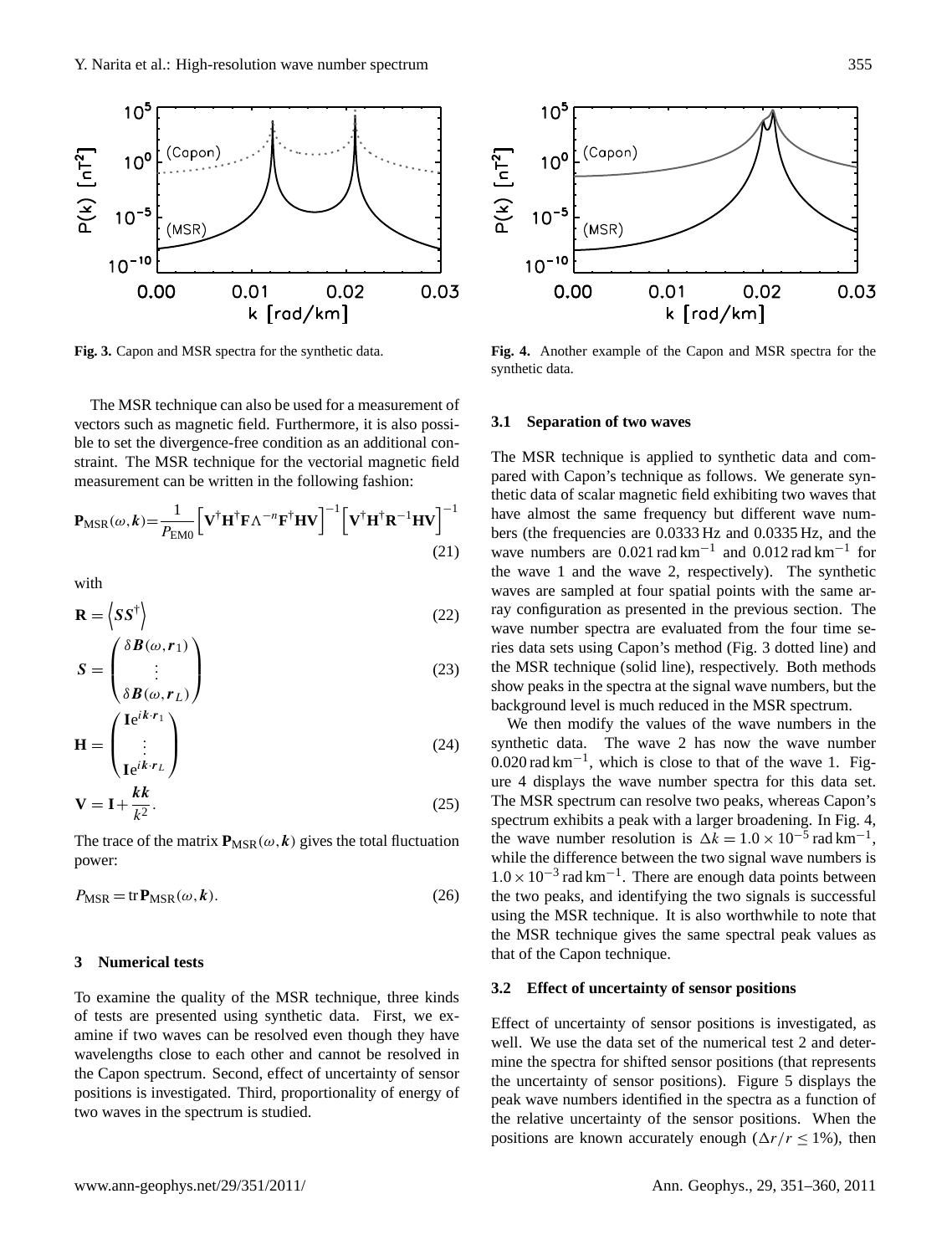Fig. 3. Capon and MSR spectra for the synthetic data.

Fig. 4. Another example of the Capon and MSR spectra for the synthetic data.

The MSR technique can also be used for a measurement of vectors such as magnetic field. Furthermore, it is also possible to set the divergence-free condition as an additional constraint. The MSR technique for the vectorial magnetic field measurement can be written in the following fashion:

$$\mathbf{P}_{\mathrm{MSR}}(\omega,\boldsymbol{k})=\frac{1}{P_{\mathrm{EM0}}}\left[\mathbf{V}^{\dagger}\mathbf{H}^{\dagger}\mathbf{F}\Lambda^{-n}\mathbf{F}^{\dagger}\mathbf{H}\mathbf{V}\right]^{-1}\left[\mathbf{V}^{\dagger}\mathbf{H}^{\dagger}\mathbf{R}^{-1}\mathbf{H}\mathbf{V}\right]^{-1} \tag{21}$$

with

$$\mathbf{R}=\left\langle \boldsymbol{S}\boldsymbol{S}^{\dagger}\right\rangle \tag{22}$$

$$\boldsymbol{S}=\begin{pmatrix}\delta\boldsymbol{B}(\omega,\boldsymbol{r}_1)\\ \vdots \\ \delta\boldsymbol{B}(\omega,\boldsymbol{r}_L)\end{pmatrix} \tag{23}$$

$$\mathbf{H}=\begin{pmatrix}\mathbf{I}e^{i\boldsymbol{k}\cdot\boldsymbol{r}_1}\\ \vdots \\ \mathbf{I}e^{i\boldsymbol{k}\cdot\boldsymbol{r}_L}\end{pmatrix} \tag{24}$$

$$\mathbf{V}=\mathbf{I}+\frac{\boldsymbol{k}\boldsymbol{k}}{k^2}. \tag{25}$$

The trace of the matrix $\mathbf{P}_{\mathrm{MSR}}(\omega,\boldsymbol{k})$ gives the total fluctuation power:

$$P_{\mathrm{MSR}}=\mathrm{tr}\,\mathbf{P}_{\mathrm{MSR}}(\omega,\boldsymbol{k}). \tag{26}$$

## 3 Numerical tests

To examine the quality of the MSR technique, three kinds of tests are presented using synthetic data. First, we examine if two waves can be resolved even though they have wavelengths close to each other and cannot be resolved in the Capon spectrum. Second, effect of uncertainty of sensor positions is investigated. Third, proportionality of energy of two waves in the spectrum is studied.

### 3.1 Separation of two waves

The MSR technique is applied to synthetic data and compared with Capon's technique as follows. We generate synthetic data of scalar magnetic field exhibiting two waves that have almost the same frequency but different wave numbers (the frequencies are 0.0333 Hz and 0.0335 Hz, and the wave numbers are $0.021\,\mathrm{rad\,km^{-1}}$ and $0.012\,\mathrm{rad\,km^{-1}}$ for the wave 1 and the wave 2, respectively). The synthetic waves are sampled at four spatial points with the same array configuration as presented in the previous section. The wave number spectra are evaluated from the four time series data sets using Capon's method (Fig. 3 dotted line) and the MSR technique (solid line), respectively. Both methods show peaks in the spectra at the signal wave numbers, but the background level is much reduced in the MSR spectrum.

We then modify the values of the wave numbers in the synthetic data. The wave 2 has now the wave number $0.020\,\mathrm{rad\,km^{-1}}$, which is close to that of the wave 1. Figure 4 displays the wave number spectra for this data set. The MSR spectrum can resolve two peaks, whereas Capon's spectrum exhibits a peak with a larger broadening. In Fig. 4, the wave number resolution is $\Delta k = 1.0\times10^{-5}\,\mathrm{rad\,km^{-1}}$, while the difference between the two signal wave numbers is $1.0\times10^{-3}\,\mathrm{rad\,km^{-1}}$. There are enough data points between the two peaks, and identifying the two signals is successful using the MSR technique. It is also worthwhile to note that the MSR technique gives the same spectral peak values as that of the Capon technique.

### 3.2 Effect of uncertainty of sensor positions

Effect of uncertainty of sensor positions is investigated, as well. We use the data set of the numerical test 2 and determine the spectra for shifted sensor positions (that represents the uncertainty of sensor positions). Figure 5 displays the peak wave numbers identified in the spectra as a function of the relative uncertainty of the sensor positions. When the positions are known accurately enough ($\Delta r/r \le 1\%$), then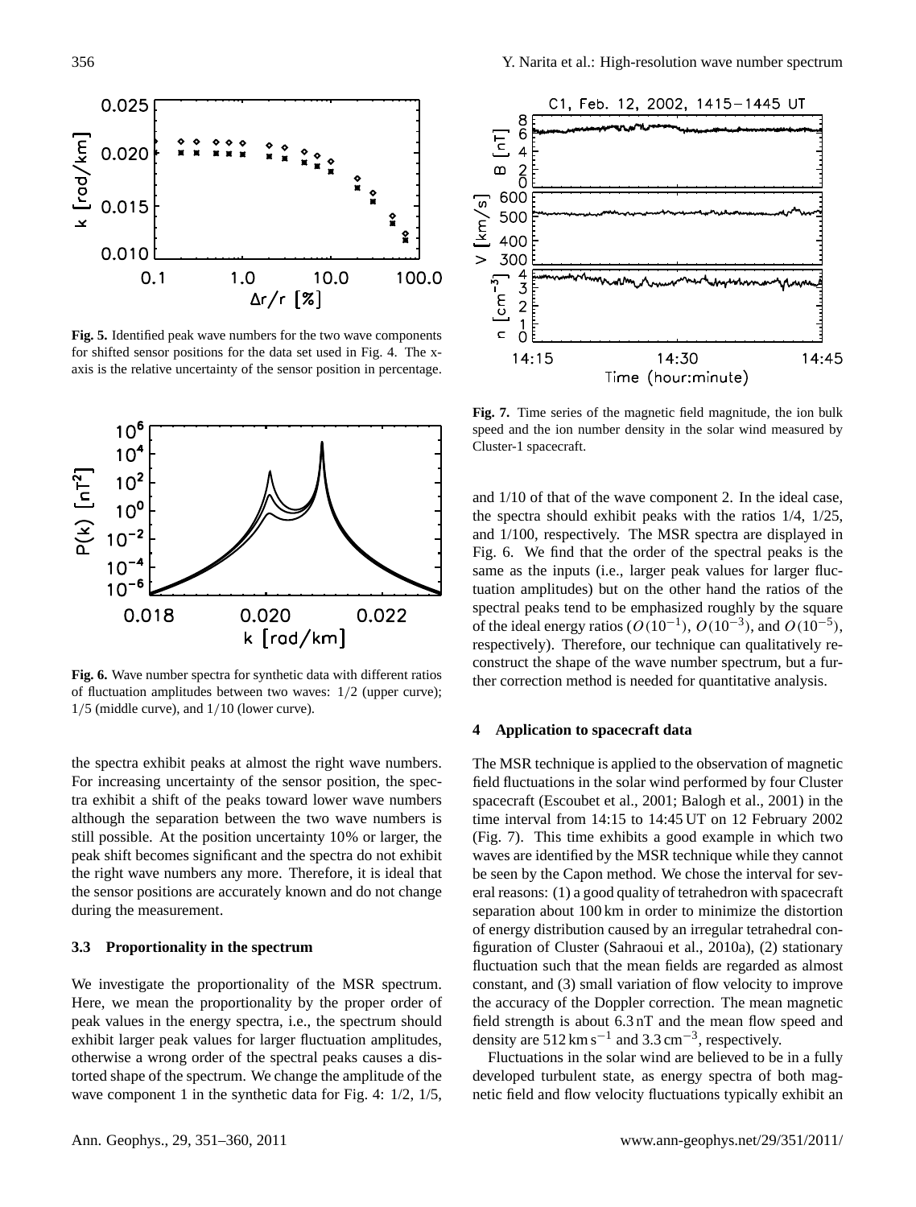**Fig. 5.** Identified peak wave numbers for the two wave components for shifted sensor positions for the data set used in Fig. 4. The x-axis is the relative uncertainty of the sensor position in percentage.

**Fig. 6.** Wave number spectra for synthetic data with different ratios of fluctuation amplitudes between two waves: $1/2$ (upper curve); $1/5$ (middle curve), and $1/10$ (lower curve).

the spectra exhibit peaks at almost the right wave numbers. For increasing uncertainty of the sensor position, the spectra exhibit a shift of the peaks toward lower wave numbers although the separation between the two wave numbers is still possible. At the position uncertainty 10% or larger, the peak shift becomes significant and the spectra do not exhibit the right wave numbers any more. Therefore, it is ideal that the sensor positions are accurately known and do not change during the measurement.

### 3.3 Proportionality in the spectrum

We investigate the proportionality of the MSR spectrum. Here, we mean the proportionality by the proper order of peak values in the energy spectra, i.e., the spectrum should exhibit larger peak values for larger fluctuation amplitudes, otherwise a wrong order of the spectral peaks causes a distorted shape of the spectrum. We change the amplitude of the wave component 1 in the synthetic data for Fig. 4: 1/2, 1/5, and 1/10 of that of the wave component 2. In the ideal case, the spectra should exhibit peaks with the ratios 1/4, 1/25, and 1/100, respectively. The MSR spectra are displayed in Fig. 6. We find that the order of the spectral peaks is the same as the inputs (i.e., larger peak values for larger fluctuation amplitudes) but on the other hand the ratios of the spectral peaks tend to be emphasized roughly by the square of the ideal energy ratios ($O(10^{-1})$, $O(10^{-3})$, and $O(10^{-5})$, respectively). Therefore, our technique can qualitatively reconstruct the shape of the wave number spectrum, but a further correction method is needed for quantitative analysis.

**Fig. 7.** Time series of the magnetic field magnitude, the ion bulk speed and the ion number density in the solar wind measured by Cluster-1 spacecraft.

## 4 Application to spacecraft data

The MSR technique is applied to the observation of magnetic field fluctuations in the solar wind performed by four Cluster spacecraft (Escoubet et al., 2001; Balogh et al., 2001) in the time interval from 14:15 to 14:45 UT on 12 February 2002 (Fig. 7). This time exhibits a good example in which two waves are identified by the MSR technique while they cannot be seen by the Capon method. We chose the interval for several reasons: (1) a good quality of tetrahedron with spacecraft separation about 100 km in order to minimize the distortion of energy distribution caused by an irregular tetrahedral configuration of Cluster (Sahraoui et al., 2010a), (2) stationary fluctuation such that the mean fields are regarded as almost constant, and (3) small variation of flow velocity to improve the accuracy of the Doppler correction. The mean magnetic field strength is about 6.3 nT and the mean flow speed and density are $512\,\mathrm{km\,s^{-1}}$ and $3.3\,\mathrm{cm^{-3}}$, respectively.

Fluctuations in the solar wind are believed to be in a fully developed turbulent state, as energy spectra of both magnetic field and flow velocity fluctuations typically exhibit an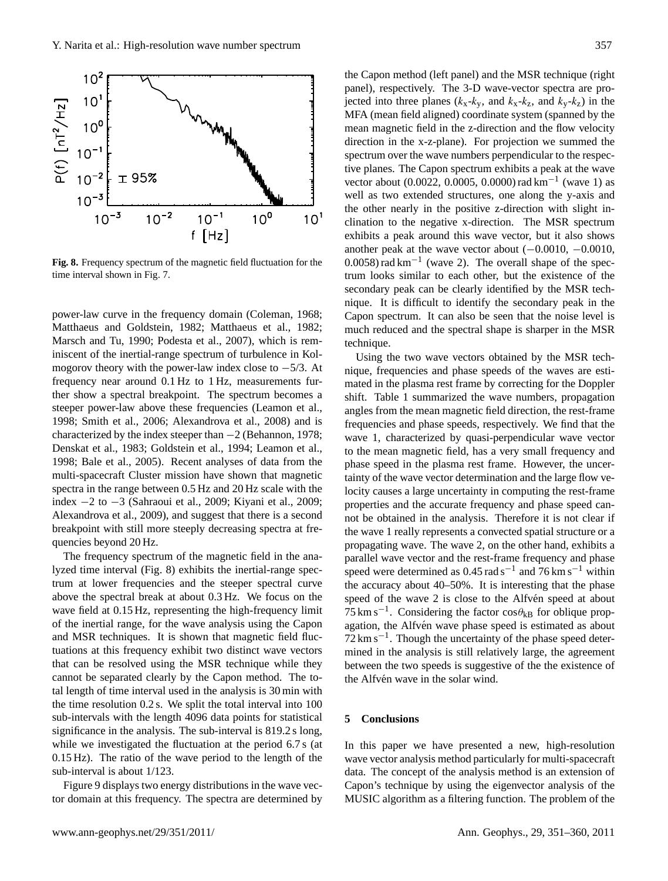**Fig. 8.** Frequency spectrum of the magnetic field fluctuation for the time interval shown in Fig. 7.

power-law curve in the frequency domain (Coleman, 1968; Matthaeus and Goldstein, 1982; Matthaeus et al., 1982; Marsch and Tu, 1990; Podesta et al., 2007), which is reminiscent of the inertial-range spectrum of turbulence in Kolmogorov theory with the power-law index close to $-5/3$. At frequency near around 0.1 Hz to 1 Hz, measurements further show a spectral breakpoint. The spectrum becomes a steeper power-law above these frequencies (Leamon et al., 1998; Smith et al., 2006; Alexandrova et al., 2008) and is characterized by the index steeper than $-2$ (Behannon, 1978; Denskat et al., 1983; Goldstein et al., 1994; Leamon et al., 1998; Bale et al., 2005). Recent analyses of data from the multi-spacecraft Cluster mission have shown that magnetic spectra in the range between 0.5 Hz and 20 Hz scale with the index $-2$ to $-3$ (Sahraoui et al., 2009; Kiyani et al., 2009; Alexandrova et al., 2009), and suggest that there is a second breakpoint with still more steeply decreasing spectra at frequencies beyond 20 Hz.

The frequency spectrum of the magnetic field in the analyzed time interval (Fig. 8) exhibits the inertial-range spectrum at lower frequencies and the steeper spectral curve above the spectral break at about 0.3 Hz. We focus on the wave field at 0.15 Hz, representing the high-frequency limit of the inertial range, for the wave analysis using the Capon and MSR techniques. It is shown that magnetic field fluctuations at this frequency exhibit two distinct wave vectors that can be resolved using the MSR technique while they cannot be separated clearly by the Capon method. The total length of time interval used in the analysis is 30 min with the time resolution 0.2 s. We split the total interval into 100 sub-intervals with the length 4096 data points for statistical significance in the analysis. The sub-interval is 819.2 s long, while we investigated the fluctuation at the period 6.7 s (at 0.15 Hz). The ratio of the wave period to the length of the sub-interval is about 1/123.

Figure 9 displays two energy distributions in the wave vector domain at this frequency. The spectra are determined by the Capon method (left panel) and the MSR technique (right panel), respectively. The 3-D wave-vector spectra are projected into three planes ($k_x$-$k_y$, $k_x$-$k_z$, and $k_y$-$k_z$) in the MFA (mean field aligned) coordinate system (spanned by the mean magnetic field in the z-direction and the flow velocity direction in the x-z-plane). For projection we summed the spectrum over the wave numbers perpendicular to the respective planes. The Capon spectrum exhibits a peak at the wave vector about (0.0022, 0.0005, 0.0000) rad km$^{-1}$ (wave 1) as well as two extended structures, one along the y-axis and the other nearly in the positive z-direction with slight inclination to the negative x-direction. The MSR spectrum exhibits a peak around this wave vector, but it also shows another peak at the wave vector about ($-0.0010$, $-0.0010$, 0.0058) rad km$^{-1}$ (wave 2). The overall shape of the spectrum looks similar to each other, but the existence of the secondary peak can be clearly identified by the MSR technique. It is difficult to identify the secondary peak in the Capon spectrum. It can also be seen that the noise level is much reduced and the spectral shape is sharper in the MSR technique.

Using the two wave vectors obtained by the MSR technique, frequencies and phase speeds of the waves are estimated in the plasma rest frame by correcting for the Doppler shift. Table 1 summarized the wave numbers, propagation angles from the mean magnetic field direction, the rest-frame frequencies and phase speeds, respectively. We find that the wave 1, characterized by quasi-perpendicular wave vector to the mean magnetic field, has a very small frequency and phase speed in the plasma rest frame. However, the uncertainty of the wave vector determination and the large flow velocity causes a large uncertainty in computing the rest-frame properties and the accurate frequency and phase speed cannot be obtained in the analysis. Therefore it is not clear if the wave 1 really represents a convected spatial structure or a propagating wave. The wave 2, on the other hand, exhibits a parallel wave vector and the rest-frame frequency and phase speed were determined as 0.45 rad s$^{-1}$ and 76 km s$^{-1}$ within the accuracy about 40–50%. It is interesting that the phase speed of the wave 2 is close to the Alfvén speed at about 75 km s$^{-1}$. Considering the factor $\cos\theta_{kB}$ for oblique propagation, the Alfvén wave phase speed is estimated as about 72 km s$^{-1}$. Though the uncertainty of the phase speed determined in the analysis is still relatively large, the agreement between the two speeds is suggestive of the the existence of the Alfvén wave in the solar wind.

## 5 Conclusions

In this paper we have presented a new, high-resolution wave vector analysis method particularly for multi-spacecraft data. The concept of the analysis method is an extension of Capon's technique by using the eigenvector analysis of the MUSIC algorithm as a filtering function. The problem of the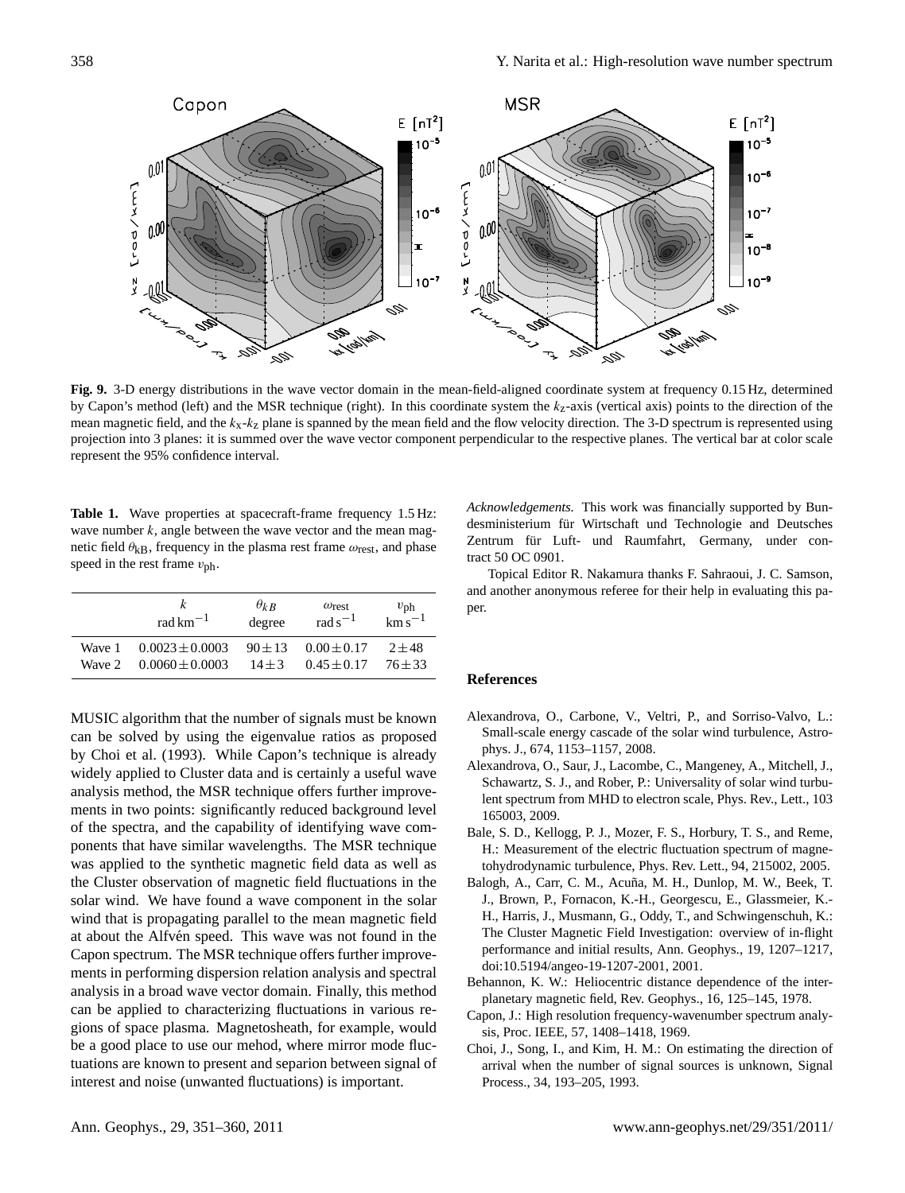**Fig. 9.** 3-D energy distributions in the wave vector domain in the mean-field-aligned coordinate system at frequency 0.15 Hz, determined by Capon's method (left) and the MSR technique (right). In this coordinate system the $k_z$-axis (vertical axis) points to the direction of the mean magnetic field, and the $k_x$-$k_z$ plane is spanned by the mean field and the flow velocity direction. The 3-D spectrum is represented using projection into 3 planes: it is summed over the wave vector component perpendicular to the respective planes. The vertical bar at color scale represent the 95% confidence interval.

**Table 1.** Wave properties at spacecraft-frame frequency 1.5 Hz: wave number $k$, angle between the wave vector and the mean magnetic field $\theta_{kB}$, frequency in the plasma rest frame $\omega_{rest}$, and phase speed in the rest frame $v_{ph}$.

| | $k$ rad km$^{-1}$ | $\theta_{kB}$ degree | $\omega_{rest}$ rad s$^{-1}$ | $v_{ph}$ km s$^{-1}$ |
|---|---|---|---|---|
| Wave 1 | $0.0023 \pm 0.0003$ | $90 \pm 13$ | $0.00 \pm 0.17$ | $2 \pm 48$ |
| Wave 2 | $0.0060 \pm 0.0003$ | $14 \pm 3$ | $0.45 \pm 0.17$ | $76 \pm 33$ |

MUSIC algorithm that the number of signals must be known can be solved by using the eigenvalue ratios as proposed by Choi et al. (1993). While Capon's technique is already widely applied to Cluster data and is certainly a useful wave analysis method, the MSR technique offers further improvements in two points: significantly reduced background level of the spectra, and the capability of identifying wave components that have similar wavelengths. The MSR technique was applied to the synthetic magnetic field data as well as the Cluster observation of magnetic field fluctuations in the solar wind. We have found a wave component in the solar wind that is propagating parallel to the mean magnetic field at about the Alfvén speed. This wave was not found in the Capon spectrum. The MSR technique offers further improvements in performing dispersion relation analysis and spectral analysis in a broad wave vector domain. Finally, this method can be applied to characterizing fluctuations in various regions of space plasma. Magnetosheath, for example, would be a good place to use our mehod, where mirror mode fluctuations are known to present and separion between signal of interest and noise (unwanted fluctuations) is important.

*Acknowledgements.* This work was financially supported by Bundesministerium für Wirtschaft und Technologie and Deutsches Zentrum für Luft- und Raumfahrt, Germany, under contract 50 OC 0901.

Topical Editor R. Nakamura thanks F. Sahraoui, J. C. Samson, and another anonymous referee for their help in evaluating this paper.

## References

Alexandrova, O., Carbone, V., Veltri, P., and Sorriso-Valvo, L.: Small-scale energy cascade of the solar wind turbulence, Astrophys. J., 674, 1153–1157, 2008.

Alexandrova, O., Saur, J., Lacombe, C., Mangeney, A., Mitchell, J., Schawartz, S. J., and Rober, P.: Universality of solar wind turbulent spectrum from MHD to electron scale, Phys. Rev., Lett., 103 165003, 2009.

Bale, S. D., Kellogg, P. J., Mozer, F. S., Horbury, T. S., and Reme, H.: Measurement of the electric fluctuation spectrum of magnetohydrodynamic turbulence, Phys. Rev. Lett., 94, 215002, 2005.

Balogh, A., Carr, C. M., Acuña, M. H., Dunlop, M. W., Beek, T. J., Brown, P., Fornacon, K.-H., Georgescu, E., Glassmeier, K.-H., Harris, J., Musmann, G., Oddy, T., and Schwingenschuh, K.: The Cluster Magnetic Field Investigation: overview of in-flight performance and initial results, Ann. Geophys., 19, 1207–1217, doi:10.5194/angeo-19-1207-2001, 2001.

Behannon, K. W.: Heliocentric distance dependence of the interplanetary magnetic field, Rev. Geophys., 16, 125–145, 1978.

Capon, J.: High resolution frequency-wavenumber spectrum analysis, Proc. IEEE, 57, 1408–1418, 1969.

Choi, J., Song, I., and Kim, H. M.: On estimating the direction of arrival when the number of signal sources is unknown, Signal Process., 34, 193–205, 1993.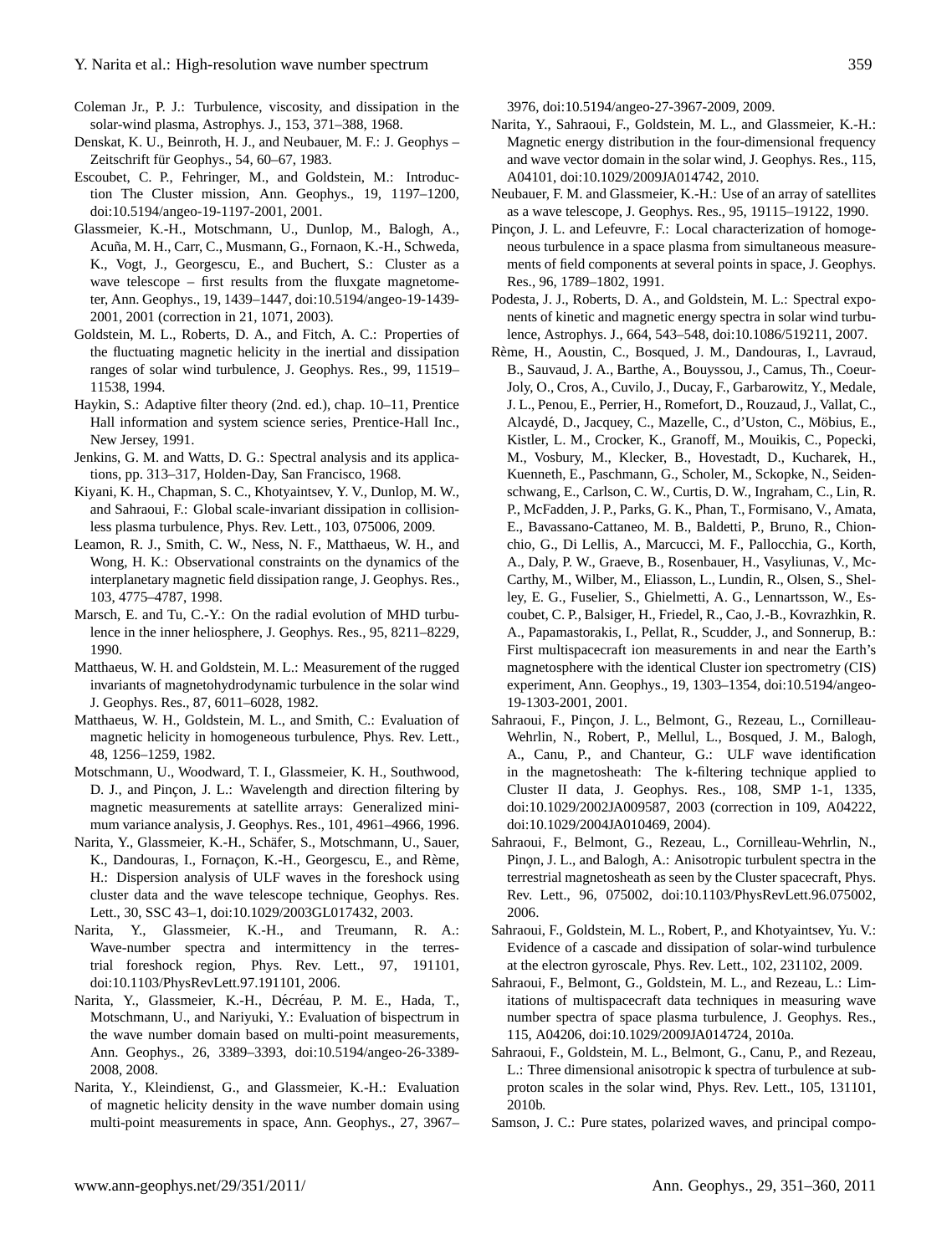Coleman Jr., P. J.: Turbulence, viscosity, and dissipation in the solar-wind plasma, Astrophys. J., 153, 371–388, 1968.

Denskat, K. U., Beinroth, H. J., and Neubauer, M. F.: J. Geophys – Zeitschrift für Geophys., 54, 60–67, 1983.

Escoubet, C. P., Fehringer, M., and Goldstein, M.: Introduction The Cluster mission, Ann. Geophys., 19, 1197–1200, doi:10.5194/angeo-19-1197-2001, 2001.

Glassmeier, K.-H., Motschmann, U., Dunlop, M., Balogh, A., Acuña, M. H., Carr, C., Musmann, G., Fornaon, K.-H., Schweda, K., Vogt, J., Georgescu, E., and Buchert, S.: Cluster as a wave telescope – first results from the fluxgate magnetometer, Ann. Geophys., 19, 1439–1447, doi:10.5194/angeo-19-1439-2001, 2001 (correction in 21, 1071, 2003).

Goldstein, M. L., Roberts, D. A., and Fitch, A. C.: Properties of the fluctuating magnetic helicity in the inertial and dissipation ranges of solar wind turbulence, J. Geophys. Res., 99, 11519–11538, 1994.

Haykin, S.: Adaptive filter theory (2nd. ed.), chap. 10–11, Prentice Hall information and system science series, Prentice-Hall Inc., New Jersey, 1991.

Jenkins, G. M. and Watts, D. G.: Spectral analysis and its applications, pp. 313–317, Holden-Day, San Francisco, 1968.

Kiyani, K. H., Chapman, S. C., Khotyaintsev, Y. V., Dunlop, M. W., and Sahraoui, F.: Global scale-invariant dissipation in collisionless plasma turbulence, Phys. Rev. Lett., 103, 075006, 2009.

Leamon, R. J., Smith, C. W., Ness, N. F., Matthaeus, W. H., and Wong, H. K.: Observational constraints on the dynamics of the interplanetary magnetic field dissipation range, J. Geophys. Res., 103, 4775–4787, 1998.

Marsch, E. and Tu, C.-Y.: On the radial evolution of MHD turbulence in the inner heliosphere, J. Geophys. Res., 95, 8211–8229, 1990.

Matthaeus, W. H. and Goldstein, M. L.: Measurement of the rugged invariants of magnetohydrodynamic turbulence in the solar wind J. Geophys. Res., 87, 6011–6028, 1982.

Matthaeus, W. H., Goldstein, M. L., and Smith, C.: Evaluation of magnetic helicity in homogeneous turbulence, Phys. Rev. Lett., 48, 1256–1259, 1982.

Motschmann, U., Woodward, T. I., Glassmeier, K. H., Southwood, D. J., and Pinçon, J. L.: Wavelength and direction filtering by magnetic measurements at satellite arrays: Generalized minimum variance analysis, J. Geophys. Res., 101, 4961–4966, 1996.

Narita, Y., Glassmeier, K.-H., Schäfer, S., Motschmann, U., Sauer, K., Dandouras, I., Fornaçon, K.-H., Georgescu, E., and Rème, H.: Dispersion analysis of ULF waves in the foreshock using cluster data and the wave telescope technique, Geophys. Res. Lett., 30, SSC 43–1, doi:10.1029/2003GL017432, 2003.

Narita, Y., Glassmeier, K.-H., and Treumann, R. A.: Wave-number spectra and intermittency in the terrestrial foreshock region, Phys. Rev. Lett., 97, 191101, doi:10.1103/PhysRevLett.97.191101, 2006.

Narita, Y., Glassmeier, K.-H., Décréau, P. M. E., Hada, T., Motschmann, U., and Nariyuki, Y.: Evaluation of bispectrum in the wave number domain based on multi-point measurements, Ann. Geophys., 26, 3389–3393, doi:10.5194/angeo-26-3389-2008, 2008.

Narita, Y., Kleindienst, G., and Glassmeier, K.-H.: Evaluation of magnetic helicity density in the wave number domain using multi-point measurements in space, Ann. Geophys., 27, 3967–3976, doi:10.5194/angeo-27-3967-2009, 2009.

Narita, Y., Sahraoui, F., Goldstein, M. L., and Glassmeier, K.-H.: Magnetic energy distribution in the four-dimensional frequency and wave vector domain in the solar wind, J. Geophys. Res., 115, A04101, doi:10.1029/2009JA014742, 2010.

Neubauer, F. M. and Glassmeier, K.-H.: Use of an array of satellites as a wave telescope, J. Geophys. Res., 95, 19115–19122, 1990.

Pinçon, J. L. and Lefeuvre, F.: Local characterization of homogeneous turbulence in a space plasma from simultaneous measurements of field components at several points in space, J. Geophys. Res., 96, 1789–1802, 1991.

Podesta, J. J., Roberts, D. A., and Goldstein, M. L.: Spectral exponents of kinetic and magnetic energy spectra in solar wind turbulence, Astrophys. J., 664, 543–548, doi:10.1086/519211, 2007.

Rème, H., Aoustin, C., Bosqued, J. M., Dandouras, I., Lavraud, B., Sauvaud, J. A., Barthe, A., Bouyssou, J., Camus, Th., Coeur-Joly, O., Cros, A., Cuvilo, J., Ducay, F., Garbarowitz, Y., Medale, J. L., Penou, E., Perrier, H., Romefort, D., Rouzaud, J., Vallat, C., Alcaydé, D., Jacquey, C., Mazelle, C., d'Uston, C., Möbius, E., Kistler, L. M., Crocker, K., Granoff, M., Mouikis, C., Popecki, M., Vosbury, M., Klecker, B., Hovestadt, D., Kucharek, H., Kuenneth, E., Paschmann, G., Scholer, M., Sckopke, N., Seidenschwang, E., Carlson, C. W., Curtis, D. W., Ingraham, C., Lin, R. P., McFadden, J. P., Parks, G. K., Phan, T., Formisano, V., Amata, E., Bavassano-Cattaneo, M. B., Baldetti, P., Bruno, R., Chionchio, G., Di Lellis, A., Marcucci, M. F., Pallocchia, G., Korth, A., Daly, P. W., Graeve, B., Rosenbauer, H., Vasyliunas, V., McCarthy, M., Wilber, M., Eliasson, L., Lundin, R., Olsen, S., Shelley, E. G., Fuselier, S., Ghielmetti, A. G., Lennartsson, W., Escoubet, C. P., Balsiger, H., Friedel, R., Cao, J.-B., Kovrazhkin, R. A., Papamastorakis, I., Pellat, R., Scudder, J., and Sonnerup, B.: First multispacecraft ion measurements in and near the Earth's magnetosphere with the identical Cluster ion spectrometry (CIS) experiment, Ann. Geophys., 19, 1303–1354, doi:10.5194/angeo-19-1303-2001, 2001.

Sahraoui, F., Pinçon, J. L., Belmont, G., Rezeau, L., Cornilleau-Wehrlin, N., Robert, P., Mellul, L., Bosqued, J. M., Balogh, A., Canu, P., and Chanteur, G.: ULF wave identification in the magnetosheath: The k-filtering technique applied to Cluster II data, J. Geophys. Res., 108, SMP 1-1, 1335, doi:10.1029/2002JA009587, 2003 (correction in 109, A04222, doi:10.1029/2004JA010469, 2004).

Sahraoui, F., Belmont, G., Rezeau, L., Cornilleau-Wehrlin, N., Pinçon, J. L., and Balogh, A.: Anisotropic turbulent spectra in the terrestrial magnetosheath as seen by the Cluster spacecraft, Phys. Rev. Lett., 96, 075002, doi:10.1103/PhysRevLett.96.075002, 2006.

Sahraoui, F., Goldstein, M. L., Robert, P., and Khotyaintsev, Yu. V.: Evidence of a cascade and dissipation of solar-wind turbulence at the electron gyroscale, Phys. Rev. Lett., 102, 231102, 2009.

Sahraoui, F., Belmont, G., Goldstein, M. L., and Rezeau, L.: Limitations of multispacecraft data techniques in measuring wave number spectra of space plasma turbulence, J. Geophys. Res., 115, A04206, doi:10.1029/2009JA014724, 2010a.

Sahraoui, F., Goldstein, M. L., Belmont, G., Canu, P., and Rezeau, L.: Three dimensional anisotropic k spectra of turbulence at subproton scales in the solar wind, Phys. Rev. Lett., 105, 131101, 2010b.

Samson, J. C.: Pure states, polarized waves, and principal compo-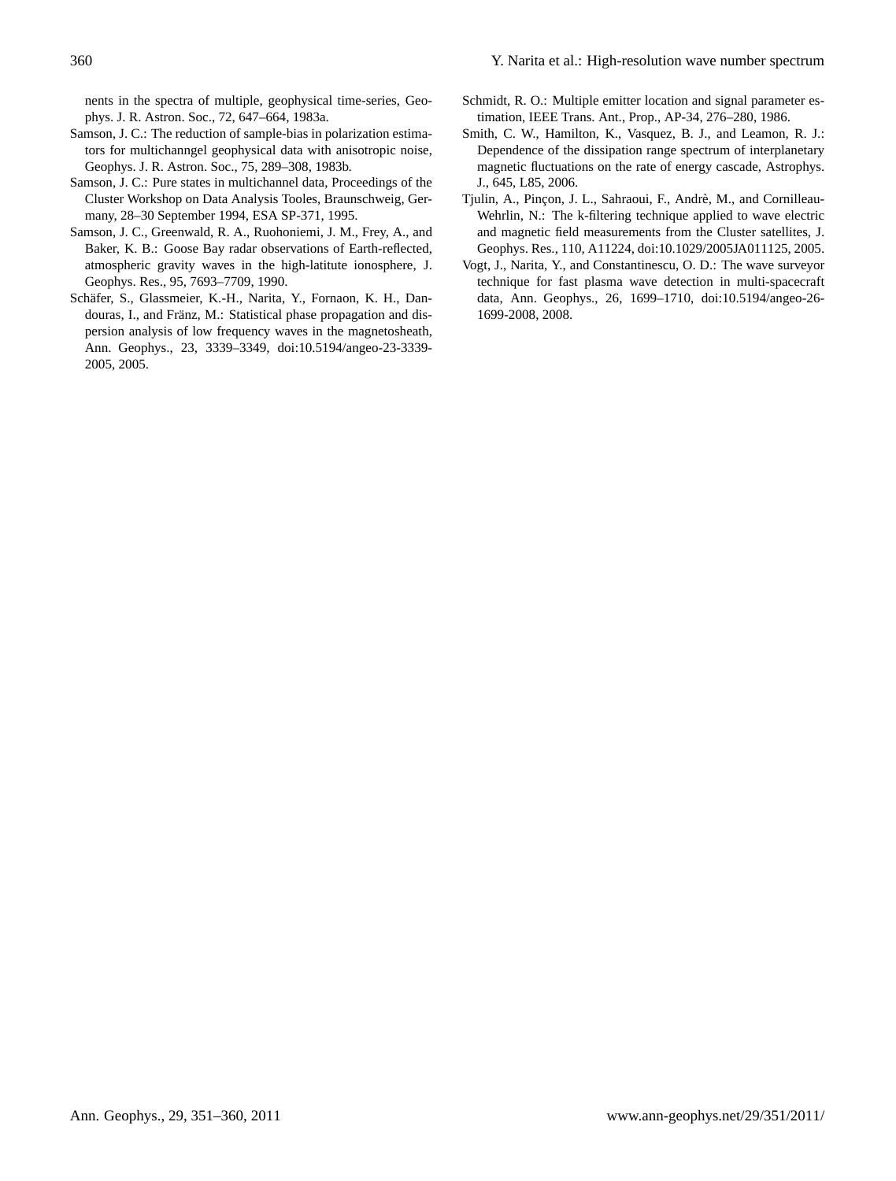nents in the spectra of multiple, geophysical time-series, Geophys. J. R. Astron. Soc., 72, 647–664, 1983a.

Samson, J. C.: The reduction of sample-bias in polarization estimators for multichanngel geophysical data with anisotropic noise, Geophys. J. R. Astron. Soc., 75, 289–308, 1983b.

Samson, J. C.: Pure states in multichannel data, Proceedings of the Cluster Workshop on Data Analysis Tooles, Braunschweig, Germany, 28–30 September 1994, ESA SP-371, 1995.

Samson, J. C., Greenwald, R. A., Ruohoniemi, J. M., Frey, A., and Baker, K. B.: Goose Bay radar observations of Earth-reflected, atmospheric gravity waves in the high-latitute ionosphere, J. Geophys. Res., 95, 7693–7709, 1990.

Schäfer, S., Glassmeier, K.-H., Narita, Y., Fornaon, K. H., Dandouras, I., and Fränz, M.: Statistical phase propagation and dispersion analysis of low frequency waves in the magnetosheath, Ann. Geophys., 23, 3339–3349, doi:10.5194/angeo-23-3339-2005, 2005.

Schmidt, R. O.: Multiple emitter location and signal parameter estimation, IEEE Trans. Ant., Prop., AP-34, 276–280, 1986.

Smith, C. W., Hamilton, K., Vasquez, B. J., and Leamon, R. J.: Dependence of the dissipation range spectrum of interplanetary magnetic fluctuations on the rate of energy cascade, Astrophys. J., 645, L85, 2006.

Tjulin, A., Pinçon, J. L., Sahraoui, F., Andrè, M., and Cornilleau-Wehrlin, N.: The k-filtering technique applied to wave electric and magnetic field measurements from the Cluster satellites, J. Geophys. Res., 110, A11224, doi:10.1029/2005JA011125, 2005.

Vogt, J., Narita, Y., and Constantinescu, O. D.: The wave surveyor technique for fast plasma wave detection in multi-spacecraft data, Ann. Geophys., 26, 1699–1710, doi:10.5194/angeo-26-1699-2008, 2008.